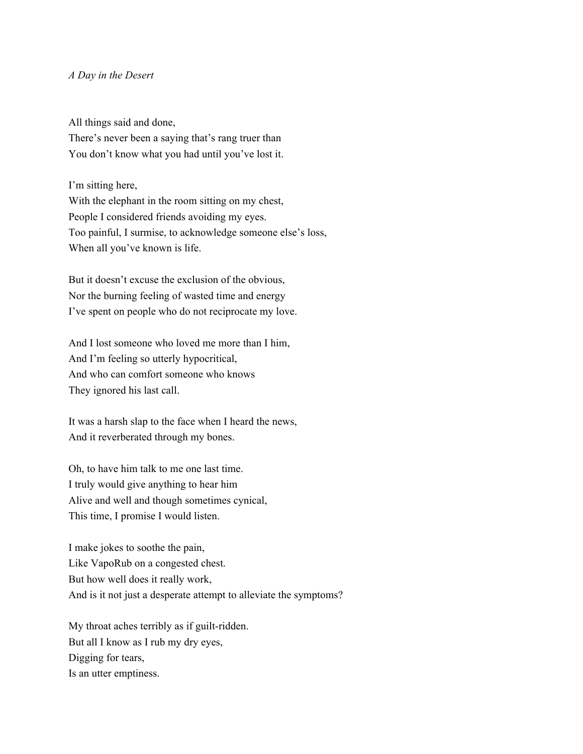*A Day in the Desert*

All things said and done,  
There's never been a saying that's rang truer than  
You don't know what you had until you've lost it.

I'm sitting here,  
With the elephant in the room sitting on my chest,  
People I considered friends avoiding my eyes.  
Too painful, I surmise, to acknowledge someone else's loss,  
When all you've known is life.

But it doesn't excuse the exclusion of the obvious,  
Nor the burning feeling of wasted time and energy  
I've spent on people who do not reciprocate my love.

And I lost someone who loved me more than I him,  
And I'm feeling so utterly hypocritical,  
And who can comfort someone who knows  
They ignored his last call.

It was a harsh slap to the face when I heard the news,  
And it reverberated through my bones.

Oh, to have him talk to me one last time.  
I truly would give anything to hear him  
Alive and well and though sometimes cynical,  
This time, I promise I would listen.

I make jokes to soothe the pain,  
Like VapoRub on a congested chest.  
But how well does it really work,  
And is it not just a desperate attempt to alleviate the symptoms?

My throat aches terribly as if guilt-ridden.  
But all I know as I rub my dry eyes,  
Digging for tears,  
Is an utter emptiness.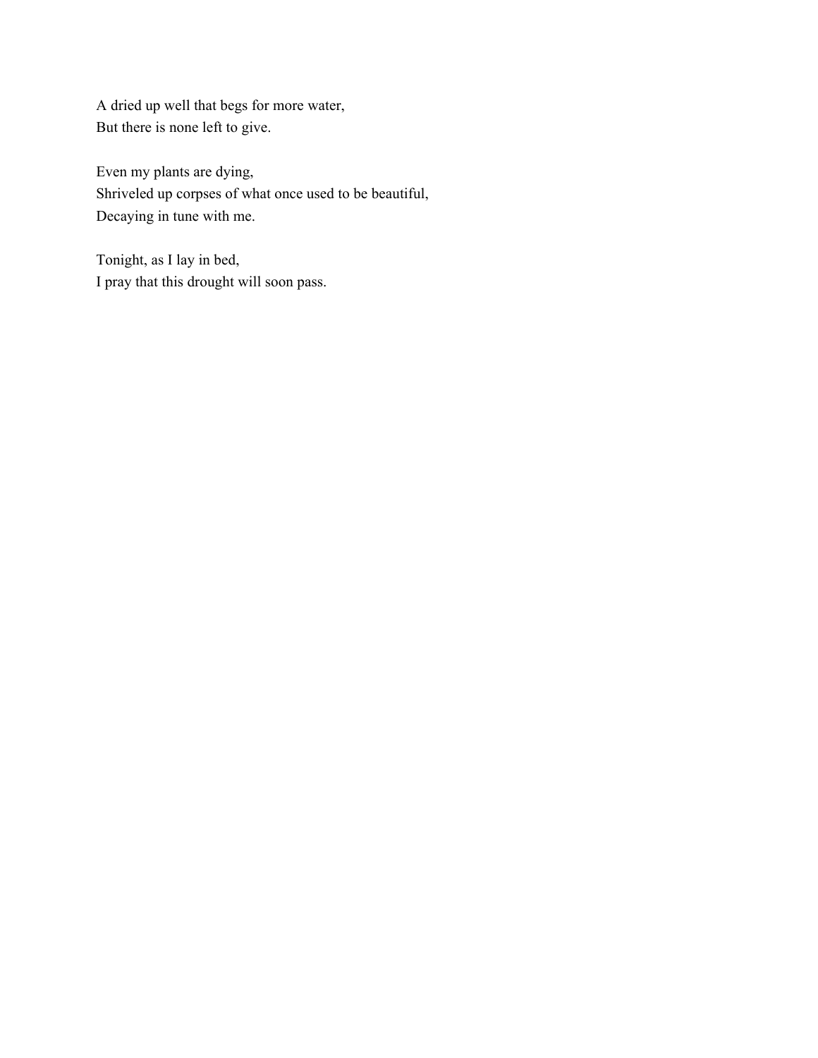A dried up well that begs for more water,  
But there is none left to give.

Even my plants are dying,  
Shriveled up corpses of what once used to be beautiful,  
Decaying in tune with me.

Tonight, as I lay in bed,  
I pray that this drought will soon pass.